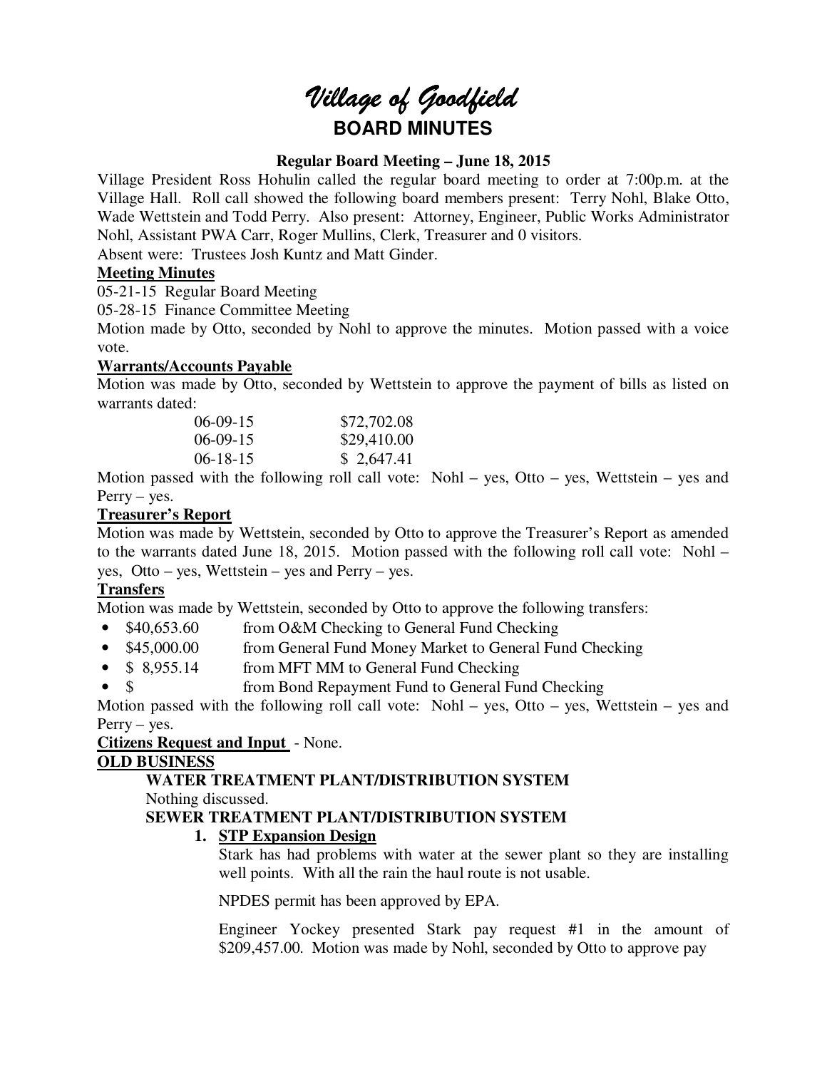# *Village of Goodfield*

## BOARD MINUTES

### Regular Board Meeting – June 18, 2015

Village President Ross Hohulin called the regular board meeting to order at 7:00p.m. at the Village Hall. Roll call showed the following board members present: Terry Nohl, Blake Otto, Wade Wettstein and Todd Perry. Also present: Attorney, Engineer, Public Works Administrator Nohl, Assistant PWA Carr, Roger Mullins, Clerk, Treasurer and 0 visitors.

Absent were: Trustees Josh Kuntz and Matt Ginder.

**Meeting Minutes**

05-21-15 Regular Board Meeting

05-28-15 Finance Committee Meeting

Motion made by Otto, seconded by Nohl to approve the minutes. Motion passed with a voice vote.

**Warrants/Accounts Payable**

Motion was made by Otto, seconded by Wettstein to approve the payment of bills as listed on warrants dated:

| | |
|---|---|
| 06-09-15 | $72,702.08 |
| 06-09-15 | $29,410.00 |
| 06-18-15 | $ 2,647.41 |

Motion passed with the following roll call vote: Nohl – yes, Otto – yes, Wettstein – yes and Perry – yes.

**Treasurer's Report**

Motion was made by Wettstein, seconded by Otto to approve the Treasurer's Report as amended to the warrants dated June 18, 2015. Motion passed with the following roll call vote: Nohl – yes, Otto – yes, Wettstein – yes and Perry – yes.

**Transfers**

Motion was made by Wettstein, seconded by Otto to approve the following transfers:

- $40,653.60 from O&M Checking to General Fund Checking
- $45,000.00 from General Fund Money Market to General Fund Checking
- $ 8,955.14 from MFT MM to General Fund Checking
- $ from Bond Repayment Fund to General Fund Checking

Motion passed with the following roll call vote: Nohl – yes, Otto – yes, Wettstein – yes and Perry – yes.

**Citizens Request and Input** - None.

**OLD BUSINESS**

**WATER TREATMENT PLANT/DISTRIBUTION SYSTEM**

Nothing discussed.

**SEWER TREATMENT PLANT/DISTRIBUTION SYSTEM**

1. **STP Expansion Design**

   Stark has had problems with water at the sewer plant so they are installing well points. With all the rain the haul route is not usable.

   NPDES permit has been approved by EPA.

   Engineer Yockey presented Stark pay request #1 in the amount of $209,457.00. Motion was made by Nohl, seconded by Otto to approve pay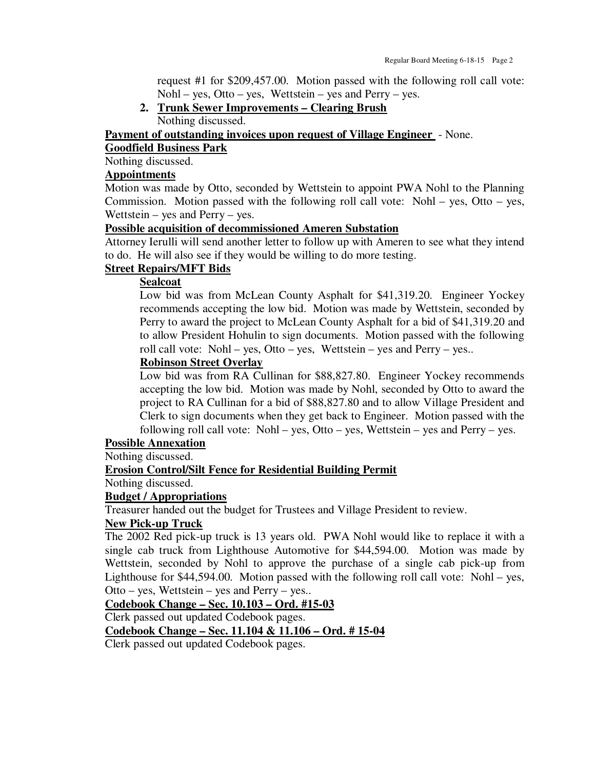request #1 for $209,457.00. Motion passed with the following roll call vote: Nohl – yes, Otto – yes, Wettstein – yes and Perry – yes.

2. **Trunk Sewer Improvements – Clearing Brush**
   Nothing discussed.

**Payment of outstanding invoices upon request of Village Engineer** - None.

**Goodfield Business Park**

Nothing discussed.

**Appointments**

Motion was made by Otto, seconded by Wettstein to appoint PWA Nohl to the Planning Commission. Motion passed with the following roll call vote: Nohl – yes, Otto – yes, Wettstein – yes and Perry – yes.

**Possible acquisition of decommissioned Ameren Substation**

Attorney Ierulli will send another letter to follow up with Ameren to see what they intend to do. He will also see if they would be willing to do more testing.

**Street Repairs/MFT Bids**

**Sealcoat**

Low bid was from McLean County Asphalt for $41,319.20. Engineer Yockey recommends accepting the low bid. Motion was made by Wettstein, seconded by Perry to award the project to McLean County Asphalt for a bid of $41,319.20 and to allow President Hohulin to sign documents. Motion passed with the following roll call vote: Nohl – yes, Otto – yes, Wettstein – yes and Perry – yes..

**Robinson Street Overlay**

Low bid was from RA Cullinan for $88,827.80. Engineer Yockey recommends accepting the low bid. Motion was made by Nohl, seconded by Otto to award the project to RA Cullinan for a bid of $88,827.80 and to allow Village President and Clerk to sign documents when they get back to Engineer. Motion passed with the following roll call vote: Nohl – yes, Otto – yes, Wettstein – yes and Perry – yes.

**Possible Annexation**

Nothing discussed.

**Erosion Control/Silt Fence for Residential Building Permit**

Nothing discussed.

**Budget / Appropriations**

Treasurer handed out the budget for Trustees and Village President to review.

**New Pick-up Truck**

The 2002 Red pick-up truck is 13 years old. PWA Nohl would like to replace it with a single cab truck from Lighthouse Automotive for $44,594.00. Motion was made by Wettstein, seconded by Nohl to approve the purchase of a single cab pick-up from Lighthouse for $44,594.00. Motion passed with the following roll call vote: Nohl – yes, Otto – yes, Wettstein – yes and Perry – yes..

**Codebook Change – Sec. 10.103 – Ord. #15-03**

Clerk passed out updated Codebook pages.

**Codebook Change – Sec. 11.104 & 11.106 – Ord. # 15-04**

Clerk passed out updated Codebook pages.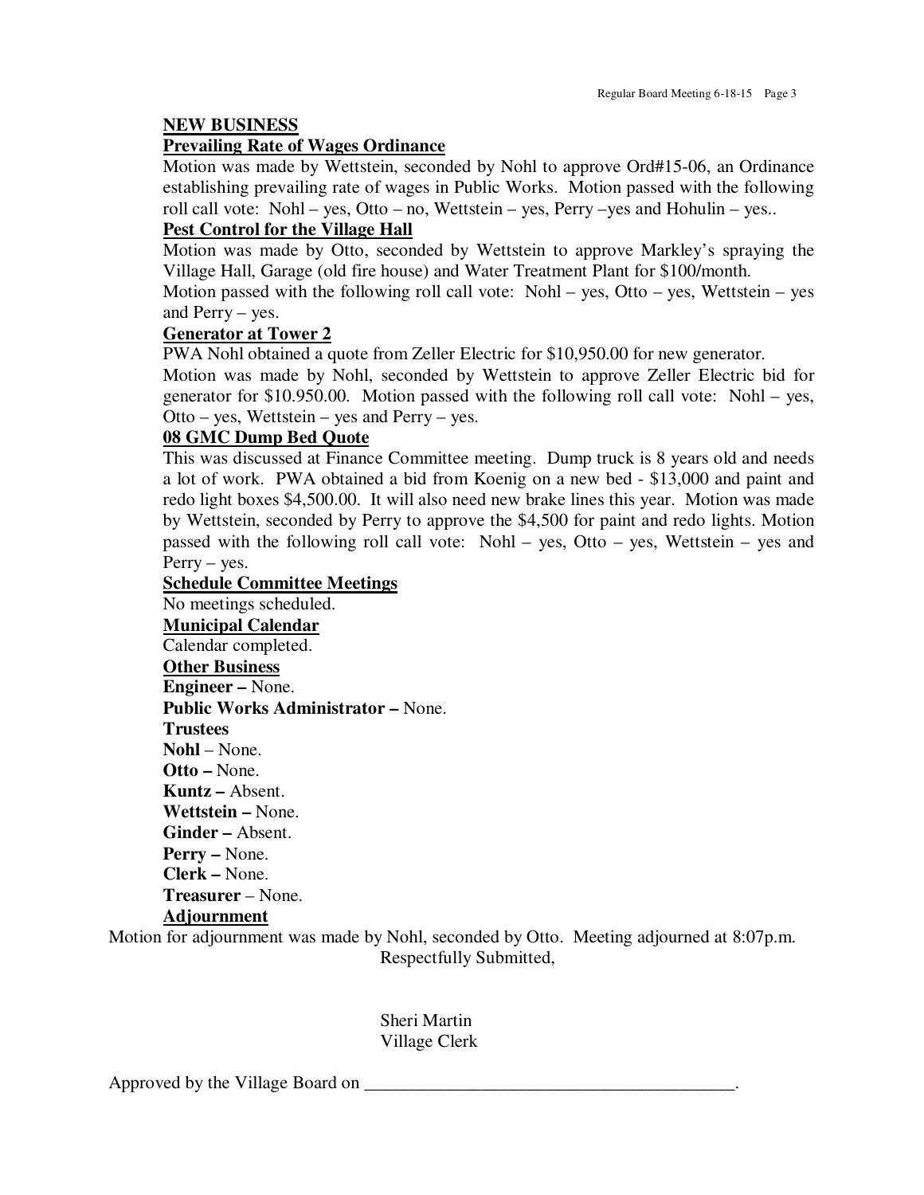**NEW BUSINESS**

**Prevailing Rate of Wages Ordinance**

Motion was made by Wettstein, seconded by Nohl to approve Ord#15-06, an Ordinance establishing prevailing rate of wages in Public Works. Motion passed with the following roll call vote: Nohl – yes, Otto – no, Wettstein – yes, Perry –yes and Hohulin – yes..

**Pest Control for the Village Hall**

Motion was made by Otto, seconded by Wettstein to approve Markley's spraying the Village Hall, Garage (old fire house) and Water Treatment Plant for $100/month.

Motion passed with the following roll call vote: Nohl – yes, Otto – yes, Wettstein – yes and Perry – yes.

**Generator at Tower 2**

PWA Nohl obtained a quote from Zeller Electric for $10,950.00 for new generator.

Motion was made by Nohl, seconded by Wettstein to approve Zeller Electric bid for generator for $10.950.00. Motion passed with the following roll call vote: Nohl – yes, Otto – yes, Wettstein – yes and Perry – yes.

**08 GMC Dump Bed Quote**

This was discussed at Finance Committee meeting. Dump truck is 8 years old and needs a lot of work. PWA obtained a bid from Koenig on a new bed - $13,000 and paint and redo light boxes $4,500.00. It will also need new brake lines this year. Motion was made by Wettstein, seconded by Perry to approve the $4,500 for paint and redo lights. Motion passed with the following roll call vote: Nohl – yes, Otto – yes, Wettstein – yes and Perry – yes.

**Schedule Committee Meetings**

No meetings scheduled.

**Municipal Calendar**

Calendar completed.

**Other Business**

**Engineer –** None.

**Public Works Administrator –** None.

**Trustees**

**Nohl** – None.

**Otto –** None.

**Kuntz –** Absent.

**Wettstein –** None.

**Ginder –** Absent.

**Perry –** None.

**Clerk –** None.

**Treasurer** – None.

**Adjournment**

Motion for adjournment was made by Nohl, seconded by Otto. Meeting adjourned at 8:07p.m.

Respectfully Submitted,

Sheri Martin
Village Clerk

Approved by the Village Board on __________________________________________.